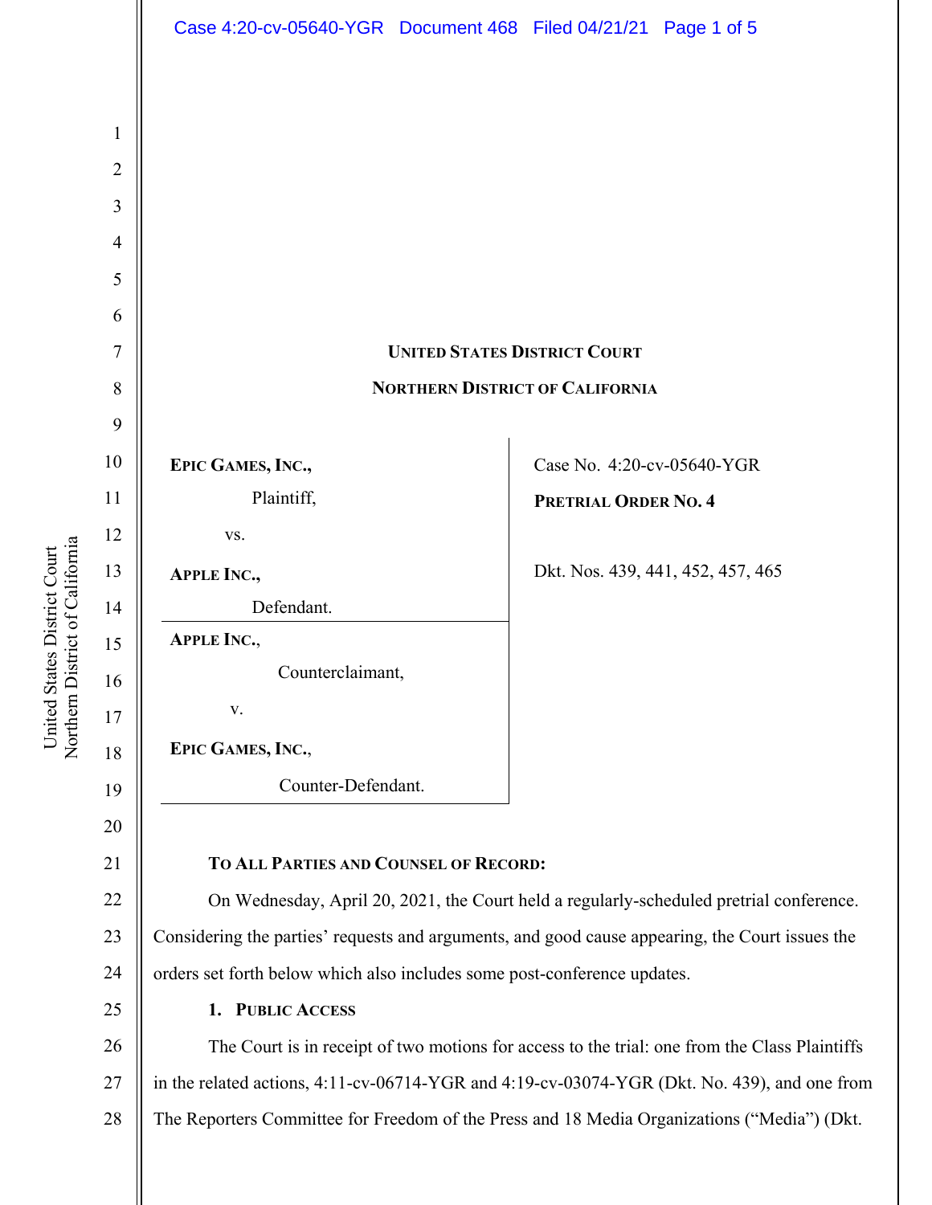**UNITED STATES DISTRICT COURT**

**NORTHERN DISTRICT OF CALIFORNIA**

| | |
|---|---|
| **EPIC GAMES, INC.,** Plaintiff, vs. **APPLE INC.,** Defendant. | Case No. 4:20-cv-05640-YGR |
| **APPLE INC.,** Counterclaimant, v. **EPIC GAMES, INC.,** Counter-Defendant. | **PRETRIAL ORDER NO. 4** Dkt. Nos. 439, 441, 452, 457, 465 |

**TO ALL PARTIES AND COUNSEL OF RECORD:**

On Wednesday, April 20, 2021, the Court held a regularly-scheduled pretrial conference. Considering the parties' requests and arguments, and good cause appearing, the Court issues the orders set forth below which also includes some post-conference updates.

**1. PUBLIC ACCESS**

The Court is in receipt of two motions for access to the trial: one from the Class Plaintiffs in the related actions, 4:11-cv-06714-YGR and 4:19-cv-03074-YGR (Dkt. No. 439), and one from The Reporters Committee for Freedom of the Press and 18 Media Organizations ("Media") (Dkt.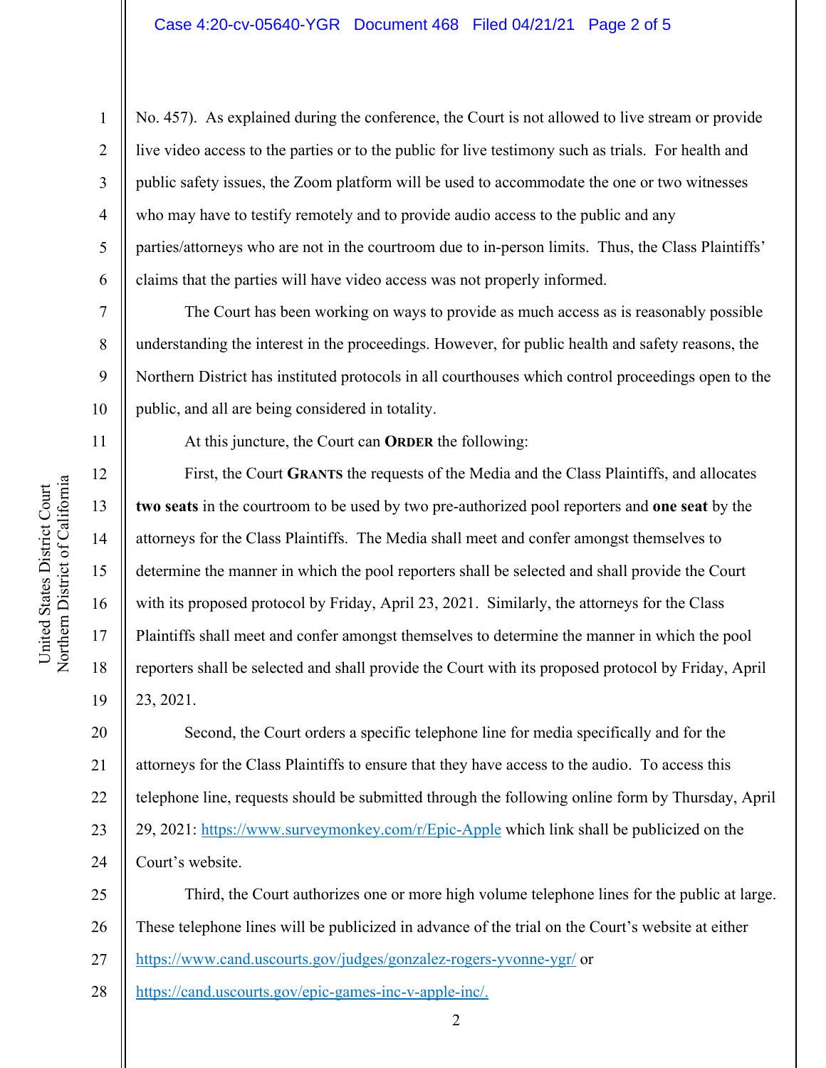No. 457). As explained during the conference, the Court is not allowed to live stream or provide live video access to the parties or to the public for live testimony such as trials. For health and public safety issues, the Zoom platform will be used to accommodate the one or two witnesses who may have to testify remotely and to provide audio access to the public and any parties/attorneys who are not in the courtroom due to in-person limits. Thus, the Class Plaintiffs' claims that the parties will have video access was not properly informed.

The Court has been working on ways to provide as much access as is reasonably possible understanding the interest in the proceedings. However, for public health and safety reasons, the Northern District has instituted protocols in all courthouses which control proceedings open to the public, and all are being considered in totality.

At this juncture, the Court can **ORDER** the following:

First, the Court **GRANTS** the requests of the Media and the Class Plaintiffs, and allocates **two seats** in the courtroom to be used by two pre-authorized pool reporters and **one seat** by the attorneys for the Class Plaintiffs. The Media shall meet and confer amongst themselves to determine the manner in which the pool reporters shall be selected and shall provide the Court with its proposed protocol by Friday, April 23, 2021. Similarly, the attorneys for the Class Plaintiffs shall meet and confer amongst themselves to determine the manner in which the pool reporters shall be selected and shall provide the Court with its proposed protocol by Friday, April 23, 2021.

Second, the Court orders a specific telephone line for media specifically and for the attorneys for the Class Plaintiffs to ensure that they have access to the audio. To access this telephone line, requests should be submitted through the following online form by Thursday, April 29, 2021: https://www.surveymonkey.com/r/Epic-Apple which link shall be publicized on the Court's website.

Third, the Court authorizes one or more high volume telephone lines for the public at large. These telephone lines will be publicized in advance of the trial on the Court's website at either https://www.cand.uscourts.gov/judges/gonzalez-rogers-yvonne-ygr/ or https://cand.uscourts.gov/epic-games-inc-v-apple-inc/.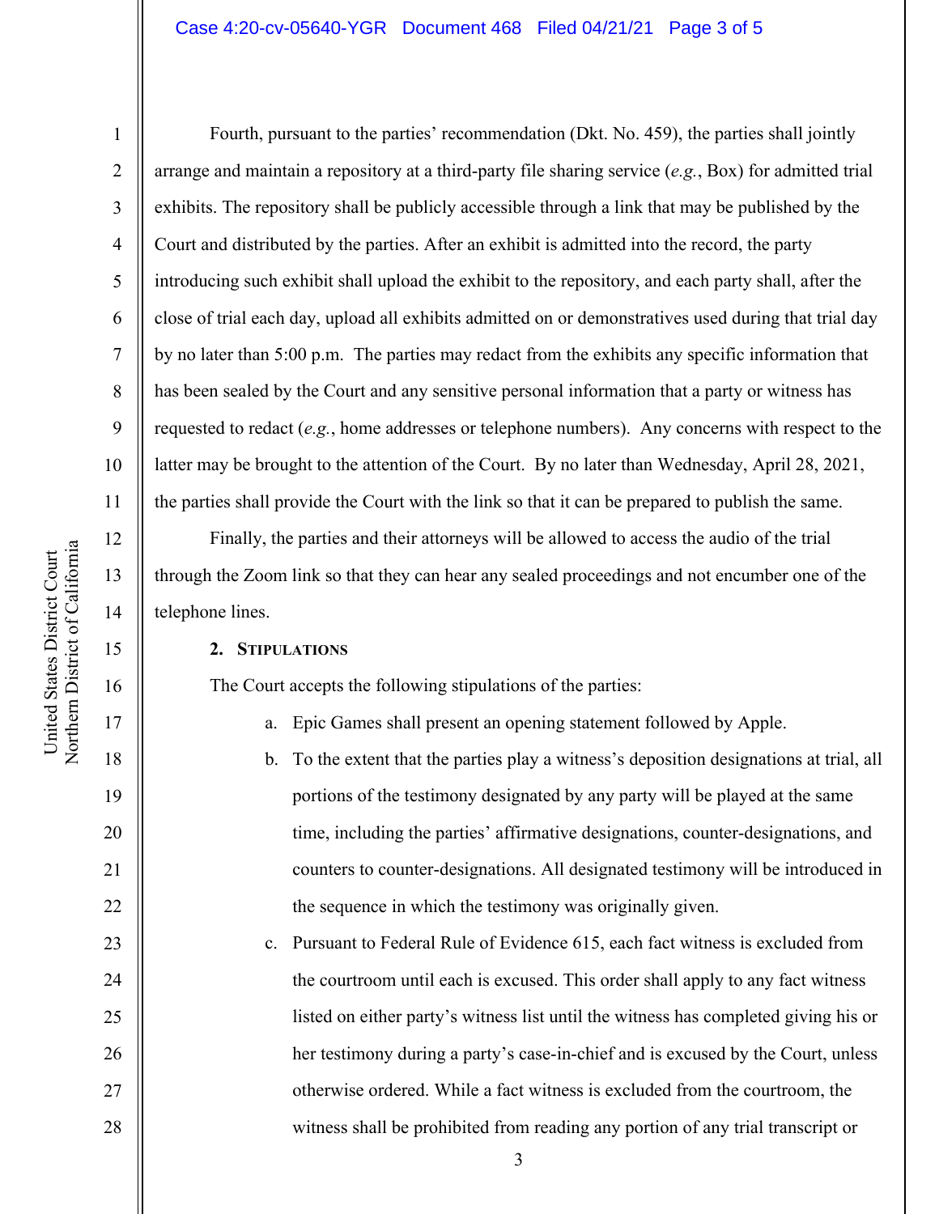Fourth, pursuant to the parties' recommendation (Dkt. No. 459), the parties shall jointly arrange and maintain a repository at a third-party file sharing service (*e.g.*, Box) for admitted trial exhibits. The repository shall be publicly accessible through a link that may be published by the Court and distributed by the parties. After an exhibit is admitted into the record, the party introducing such exhibit shall upload the exhibit to the repository, and each party shall, after the close of trial each day, upload all exhibits admitted on or demonstratives used during that trial day by no later than 5:00 p.m. The parties may redact from the exhibits any specific information that has been sealed by the Court and any sensitive personal information that a party or witness has requested to redact (*e.g.*, home addresses or telephone numbers). Any concerns with respect to the latter may be brought to the attention of the Court. By no later than Wednesday, April 28, 2021, the parties shall provide the Court with the link so that it can be prepared to publish the same.

Finally, the parties and their attorneys will be allowed to access the audio of the trial through the Zoom link so that they can hear any sealed proceedings and not encumber one of the telephone lines.

## 2. Stipulations

The Court accepts the following stipulations of the parties:

a. Epic Games shall present an opening statement followed by Apple.

b. To the extent that the parties play a witness's deposition designations at trial, all portions of the testimony designated by any party will be played at the same time, including the parties' affirmative designations, counter-designations, and counters to counter-designations. All designated testimony will be introduced in the sequence in which the testimony was originally given.

c. Pursuant to Federal Rule of Evidence 615, each fact witness is excluded from the courtroom until each is excused. This order shall apply to any fact witness listed on either party's witness list until the witness has completed giving his or her testimony during a party's case-in-chief and is excused by the Court, unless otherwise ordered. While a fact witness is excluded from the courtroom, the witness shall be prohibited from reading any portion of any trial transcript or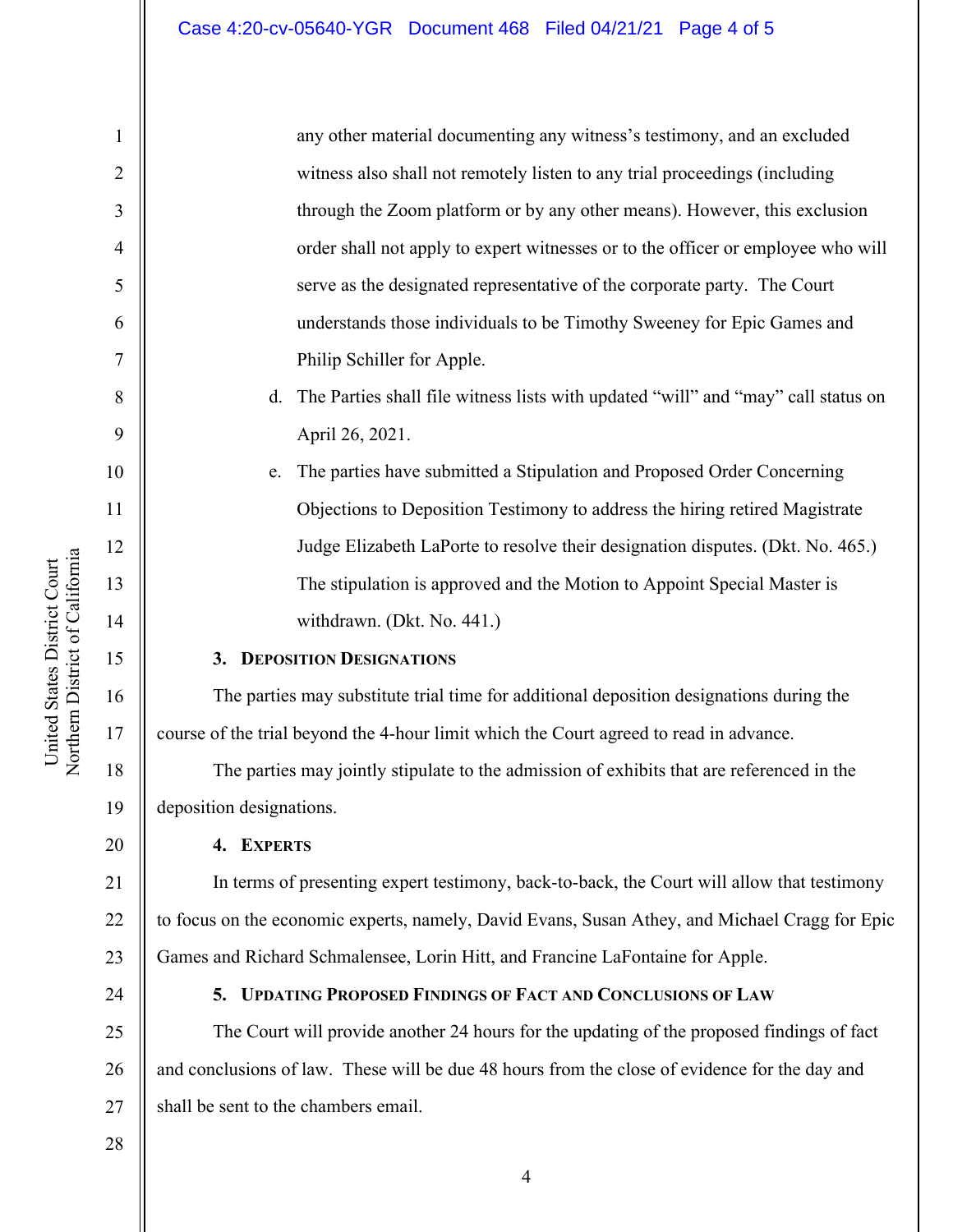any other material documenting any witness's testimony, and an excluded witness also shall not remotely listen to any trial proceedings (including through the Zoom platform or by any other means). However, this exclusion order shall not apply to expert witnesses or to the officer or employee who will serve as the designated representative of the corporate party. The Court understands those individuals to be Timothy Sweeney for Epic Games and Philip Schiller for Apple.

d. The Parties shall file witness lists with updated "will" and "may" call status on April 26, 2021.

e. The parties have submitted a Stipulation and Proposed Order Concerning Objections to Deposition Testimony to address the hiring retired Magistrate Judge Elizabeth LaPorte to resolve their designation disputes. (Dkt. No. 465.) The stipulation is approved and the Motion to Appoint Special Master is withdrawn. (Dkt. No. 441.)

### 3. Deposition Designations

The parties may substitute trial time for additional deposition designations during the course of the trial beyond the 4-hour limit which the Court agreed to read in advance.

The parties may jointly stipulate to the admission of exhibits that are referenced in the deposition designations.

### 4. Experts

In terms of presenting expert testimony, back-to-back, the Court will allow that testimony to focus on the economic experts, namely, David Evans, Susan Athey, and Michael Cragg for Epic Games and Richard Schmalensee, Lorin Hitt, and Francine LaFontaine for Apple.

### 5. Updating Proposed Findings of Fact and Conclusions of Law

The Court will provide another 24 hours for the updating of the proposed findings of fact and conclusions of law. These will be due 48 hours from the close of evidence for the day and shall be sent to the chambers email.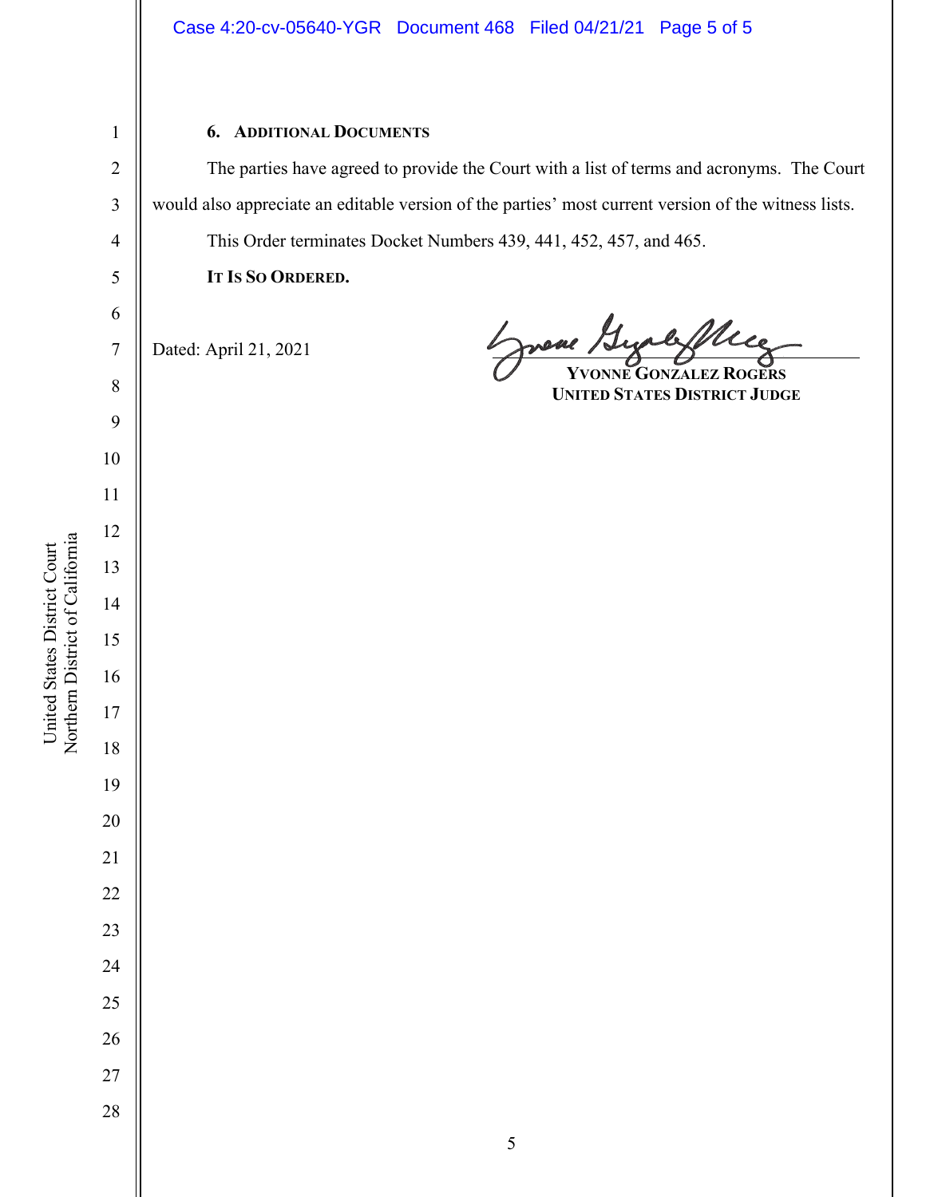### 6. ADDITIONAL DOCUMENTS

The parties have agreed to provide the Court with a list of terms and acronyms. The Court would also appreciate an editable version of the parties' most current version of the witness lists.

This Order terminates Docket Numbers 439, 441, 452, 457, and 465.

**IT IS SO ORDERED.**

Dated: April 21, 2021

**YVONNE GONZALEZ ROGERS**
**UNITED STATES DISTRICT JUDGE**